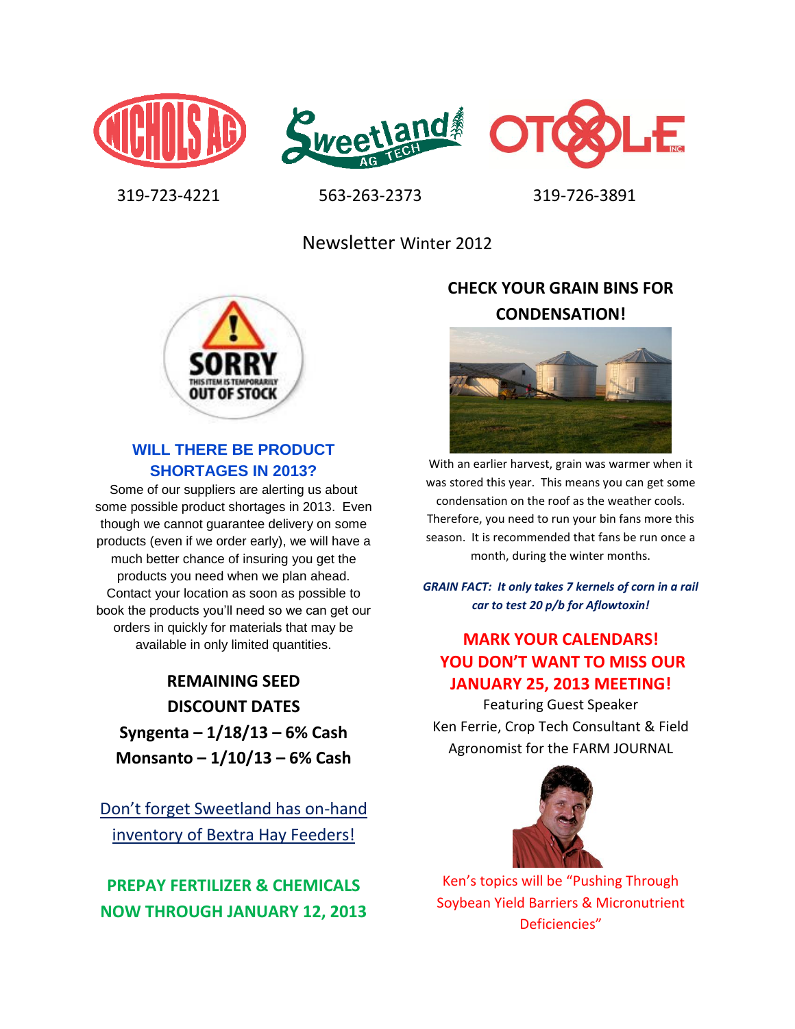NICHOLS AG — 319-723-4221

Sweetland AG TECH — 563-263-2373

OTOOLE INC — 319-726-3891

# Newsletter Winter 2012

## WILL THERE BE PRODUCT SHORTAGES IN 2013?

Some of our suppliers are alerting us about some possible product shortages in 2013. Even though we cannot guarantee delivery on some products (even if we order early), we will have a much better chance of insuring you get the products you need when we plan ahead. Contact your location as soon as possible to book the products you'll need so we can get our orders in quickly for materials that may be available in only limited quantities.

## REMAINING SEED DISCOUNT DATES

**Syngenta – 1/18/13 – 6% Cash**

**Monsanto – 1/10/13 – 6% Cash**

Don't forget Sweetland has on-hand inventory of Bextra Hay Feeders!

## PREPAY FERTILIZER & CHEMICALS NOW THROUGH JANUARY 12, 2013

## CHECK YOUR GRAIN BINS FOR CONDENSATION!

With an earlier harvest, grain was warmer when it was stored this year. This means you can get some condensation on the roof as the weather cools. Therefore, you need to run your bin fans more this season. It is recommended that fans be run once a month, during the winter months.

***GRAIN FACT: It only takes 7 kernels of corn in a rail car to test 20 p/b for Aflowtoxin!***

## MARK YOUR CALENDARS! YOU DON'T WANT TO MISS OUR JANUARY 25, 2013 MEETING!

Featuring Guest Speaker

Ken Ferrie, Crop Tech Consultant & Field Agronomist for the FARM JOURNAL

Ken's topics will be "Pushing Through Soybean Yield Barriers & Micronutrient Deficiencies"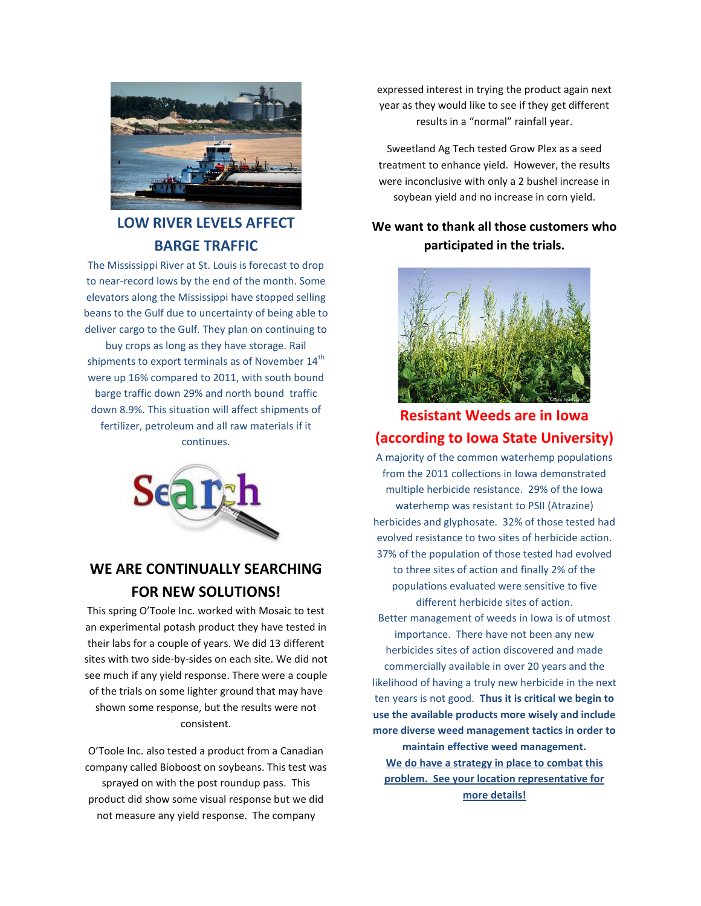## LOW RIVER LEVELS AFFECT BARGE TRAFFIC

The Mississippi River at St. Louis is forecast to drop to near-record lows by the end of the month. Some elevators along the Mississippi have stopped selling beans to the Gulf due to uncertainty of being able to deliver cargo to the Gulf. They plan on continuing to buy crops as long as they have storage. Rail shipments to export terminals as of November 14th were up 16% compared to 2011, with south bound barge traffic down 29% and north bound traffic down 8.9%. This situation will affect shipments of fertilizer, petroleum and all raw materials if it continues.

## WE ARE CONTINUALLY SEARCHING FOR NEW SOLUTIONS!

This spring O'Toole Inc. worked with Mosaic to test an experimental potash product they have tested in their labs for a couple of years. We did 13 different sites with two side-by-sides on each site. We did not see much if any yield response. There were a couple of the trials on some lighter ground that may have shown some response, but the results were not consistent.

O'Toole Inc. also tested a product from a Canadian company called Bioboost on soybeans. This test was sprayed on with the post roundup pass. This product did show some visual response but we did not measure any yield response. The company expressed interest in trying the product again next year as they would like to see if they get different results in a "normal" rainfall year.

Sweetland Ag Tech tested Grow Plex as a seed treatment to enhance yield. However, the results were inconclusive with only a 2 bushel increase in soybean yield and no increase in corn yield.

**We want to thank all those customers who participated in the trials.**

## Resistant Weeds are in Iowa (according to Iowa State University)

A majority of the common waterhemp populations from the 2011 collections in Iowa demonstrated multiple herbicide resistance. 29% of the Iowa waterhemp was resistant to PSII (Atrazine) herbicides and glyphosate. 32% of those tested had evolved resistance to two sites of herbicide action. 37% of the population of those tested had evolved to three sites of action and finally 2% of the populations evaluated were sensitive to five different herbicide sites of action.

Better management of weeds in Iowa is of utmost importance. There have not been any new herbicides sites of action discovered and made commercially available in over 20 years and the likelihood of having a truly new herbicide in the next ten years is not good. **Thus it is critical we begin to use the available products more wisely and include more diverse weed management tactics in order to maintain effective weed management.**

**We do have a strategy in place to combat this problem. See your location representative for more details!**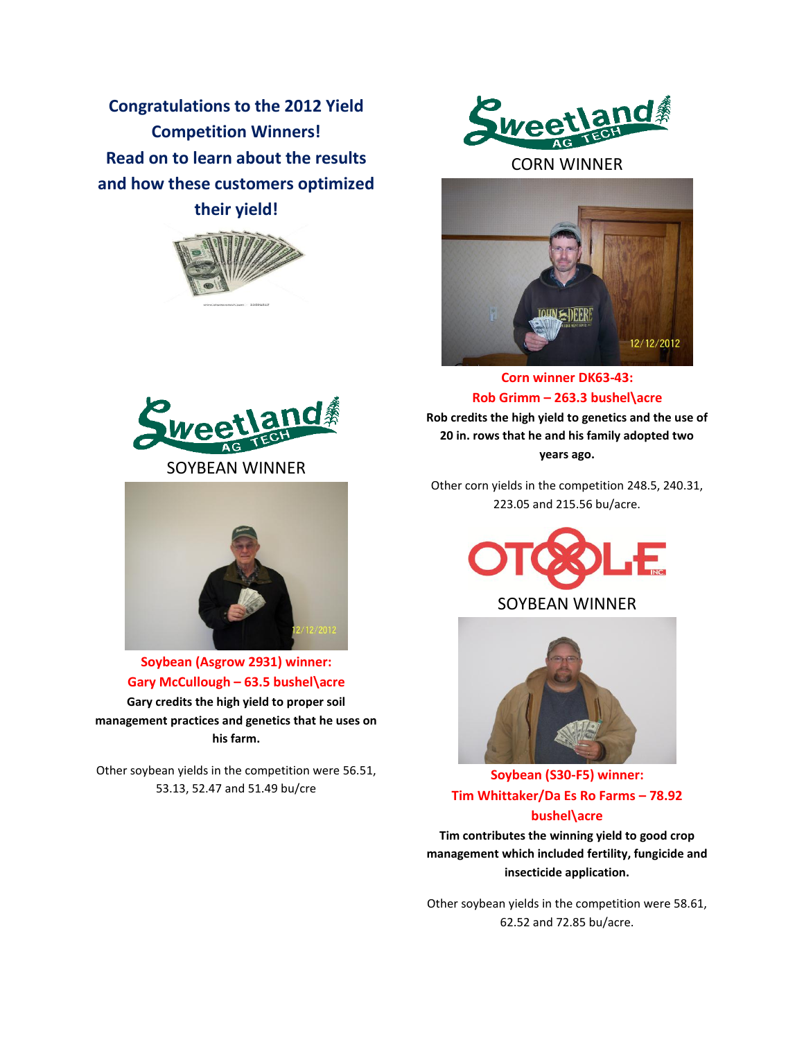## Congratulations to the 2012 Yield Competition Winners!

**Read on to learn about the results and how these customers optimized their yield!**

Sweetland AG TECH

SOYBEAN WINNER

**Soybean (Asgrow 2931) winner:**
**Gary McCullough – 63.5 bushel\acre**

**Gary credits the high yield to proper soil management practices and genetics that he uses on his farm.**

Other soybean yields in the competition were 56.51, 53.13, 52.47 and 51.49 bu/cre

Sweetland AG TECH

CORN WINNER

**Corn winner DK63-43:**
**Rob Grimm – 263.3 bushel\acre**

**Rob credits the high yield to genetics and the use of 20 in. rows that he and his family adopted two years ago.**

Other corn yields in the competition 248.5, 240.31, 223.05 and 215.56 bu/acre.

OTOOLE INC.

SOYBEAN WINNER

**Soybean (S30-F5) winner:**
**Tim Whittaker/Da Es Ro Farms – 78.92 bushel\acre**

**Tim contributes the winning yield to good crop management which included fertility, fungicide and insecticide application.**

Other soybean yields in the competition were 58.61, 62.52 and 72.85 bu/acre.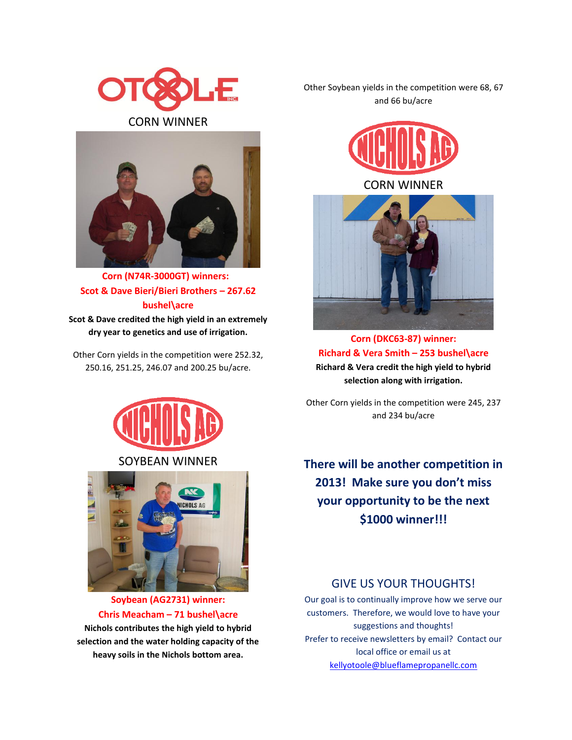CORN WINNER

**Corn (N74R-3000GT) winners:**
**Scot & Dave Bieri/Bieri Brothers – 267.62 bushel\acre**

**Scot & Dave credited the high yield in an extremely dry year to genetics and use of irrigation.**

Other Corn yields in the competition were 252.32, 250.16, 251.25, 246.07 and 200.25 bu/acre.

SOYBEAN WINNER

**Soybean (AG2731) winner:**
**Chris Meacham – 71 bushel\acre**

**Nichols contributes the high yield to hybrid selection and the water holding capacity of the heavy soils in the Nichols bottom area.**

Other Soybean yields in the competition were 68, 67 and 66 bu/acre

CORN WINNER

**Corn (DKC63-87) winner:**
**Richard & Vera Smith – 253 bushel\acre**

**Richard & Vera credit the high yield to hybrid selection along with irrigation.**

Other Corn yields in the competition were 245, 237 and 234 bu/acre

**There will be another competition in 2013! Make sure you don't miss your opportunity to be the next $1000 winner!!!**

## GIVE US YOUR THOUGHTS!

Our goal is to continually improve how we serve our customers. Therefore, we would love to have your suggestions and thoughts!

Prefer to receive newsletters by email? Contact our local office or email us at kellyotoole@blueflamepropanellc.com